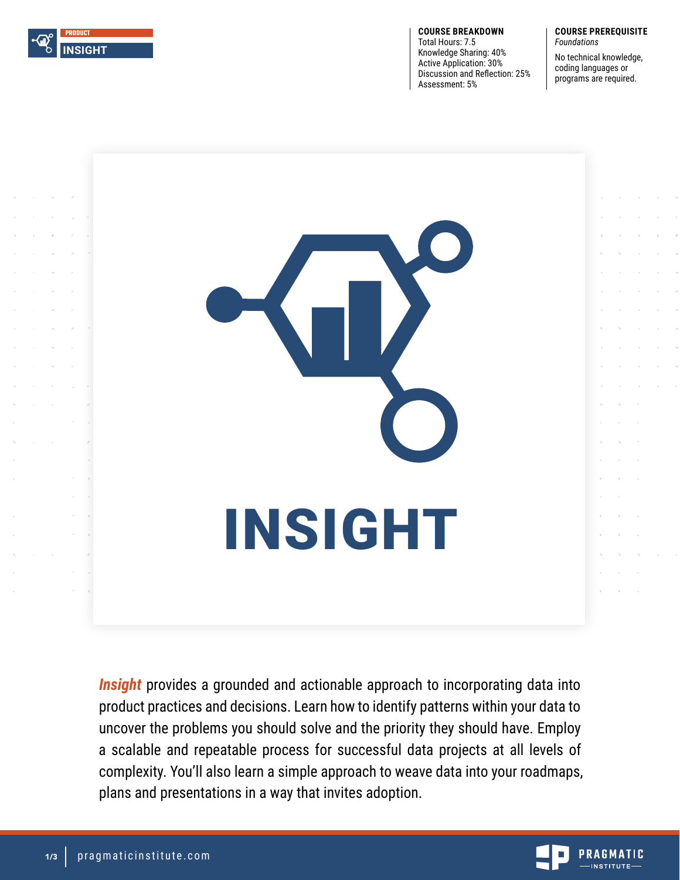PRODUCT

**INSIGHT**

**COURSE BREAKDOWN**
Total Hours: 7.5
Knowledge Sharing: 40%
Active Application: 30%
Discussion and Reflection: 25%
Assessment: 5%

**COURSE PREREQUISITE**
*Foundations*

No technical knowledge, coding languages or programs are required.

# INSIGHT

***Insight*** provides a grounded and actionable approach to incorporating data into product practices and decisions. Learn how to identify patterns within your data to uncover the problems you should solve and the priority they should have. Employ a scalable and repeatable process for successful data projects at all levels of complexity. You'll also learn a simple approach to weave data into your roadmaps, plans and presentations in a way that invites adoption.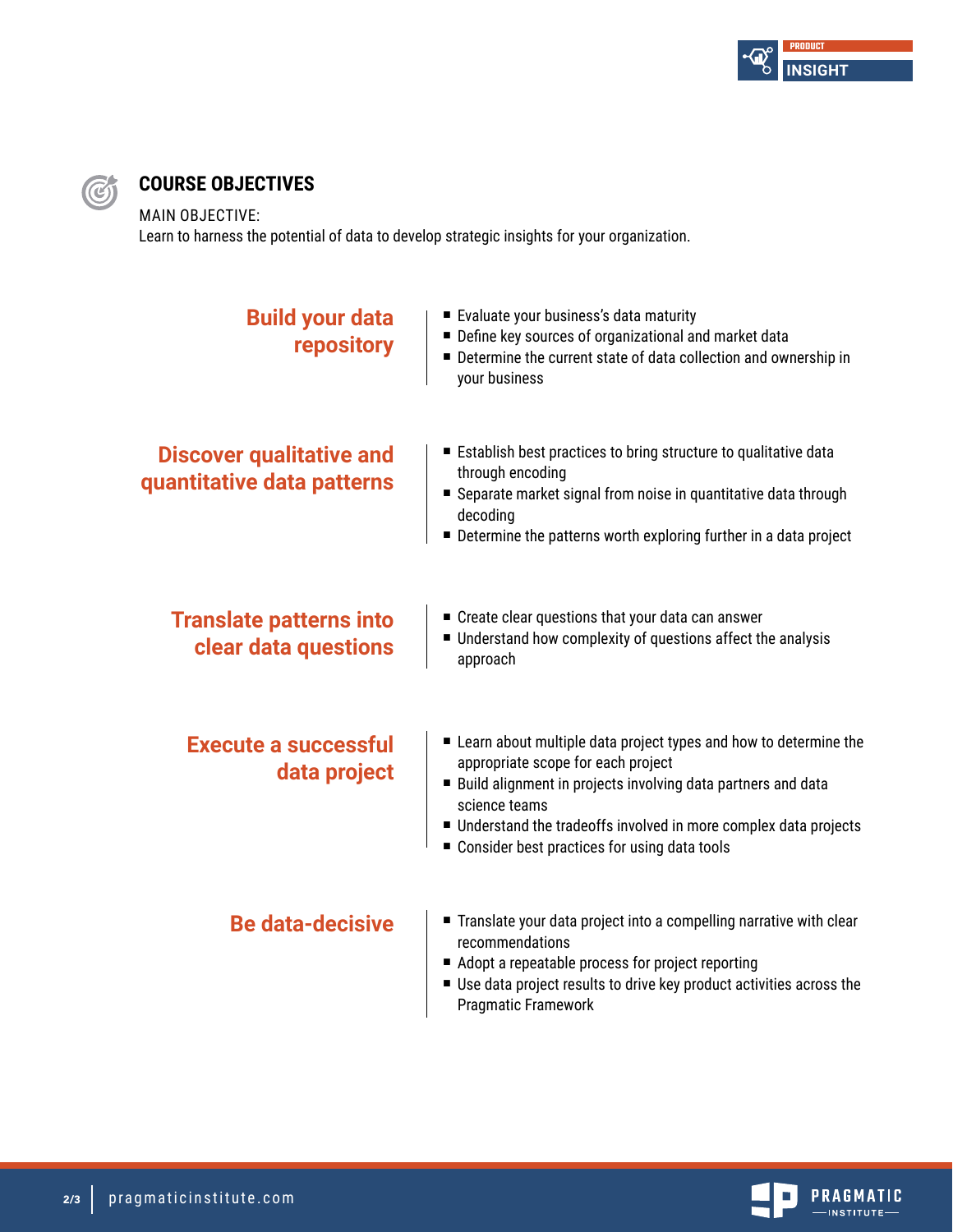## COURSE OBJECTIVES

MAIN OBJECTIVE:
Learn to harness the potential of data to develop strategic insights for your organization.

### Build your data repository

- Evaluate your business's data maturity
- Define key sources of organizational and market data
- Determine the current state of data collection and ownership in your business

### Discover qualitative and quantitative data patterns

- Establish best practices to bring structure to qualitative data through encoding
- Separate market signal from noise in quantitative data through decoding
- Determine the patterns worth exploring further in a data project

### Translate patterns into clear data questions

- Create clear questions that your data can answer
- Understand how complexity of questions affect the analysis approach

### Execute a successful data project

- Learn about multiple data project types and how to determine the appropriate scope for each project
- Build alignment in projects involving data partners and data science teams
- Understand the tradeoffs involved in more complex data projects
- Consider best practices for using data tools

### Be data-decisive

- Translate your data project into a compelling narrative with clear recommendations
- Adopt a repeatable process for project reporting
- Use data project results to drive key product activities across the Pragmatic Framework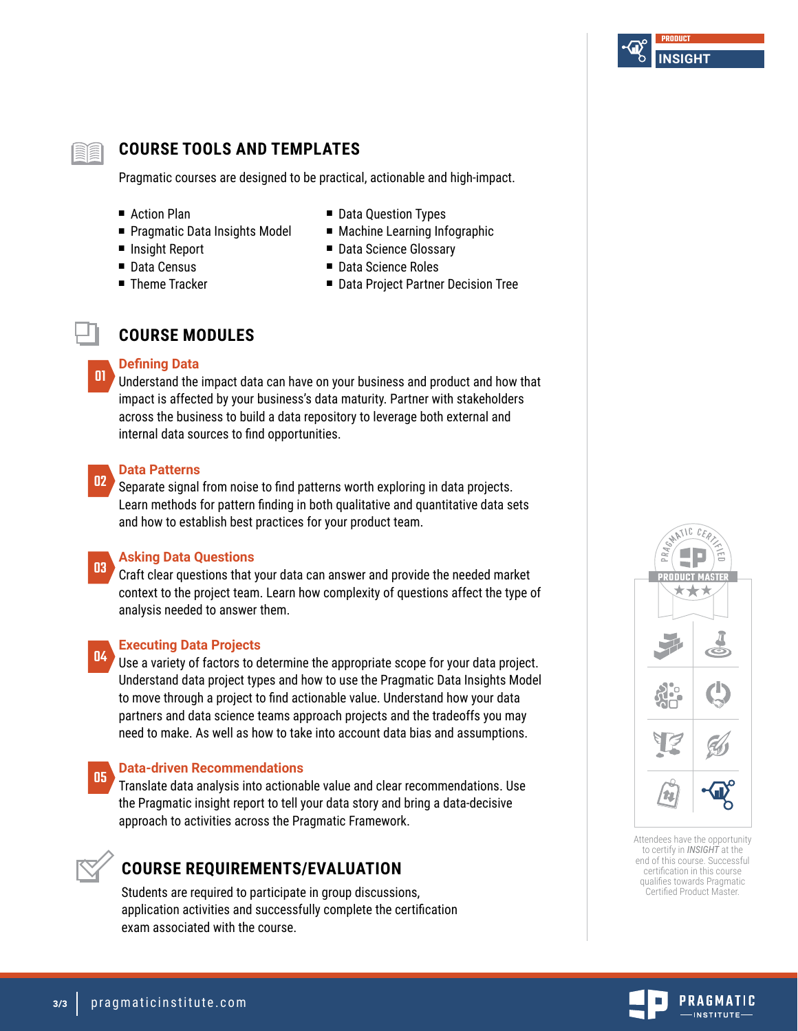## COURSE TOOLS AND TEMPLATES

Pragmatic courses are designed to be practical, actionable and high-impact.

- Action Plan
- Pragmatic Data Insights Model
- Insight Report
- Data Census
- Theme Tracker
- Data Question Types
- Machine Learning Infographic
- Data Science Glossary
- Data Science Roles
- Data Project Partner Decision Tree

## COURSE MODULES

### 01 Defining Data

Understand the impact data can have on your business and product and how that impact is affected by your business's data maturity. Partner with stakeholders across the business to build a data repository to leverage both external and internal data sources to find opportunities.

### 02 Data Patterns

Separate signal from noise to find patterns worth exploring in data projects. Learn methods for pattern finding in both qualitative and quantitative data sets and how to establish best practices for your product team.

### 03 Asking Data Questions

Craft clear questions that your data can answer and provide the needed market context to the project team. Learn how complexity of questions affect the type of analysis needed to answer them.

### 04 Executing Data Projects

Use a variety of factors to determine the appropriate scope for your data project. Understand data project types and how to use the Pragmatic Data Insights Model to move through a project to find actionable value. Understand how your data partners and data science teams approach projects and the tradeoffs you may need to make. As well as how to take into account data bias and assumptions.

### 05 Data-driven Recommendations

Translate data analysis into actionable value and clear recommendations. Use the Pragmatic insight report to tell your data story and bring a data-decisive approach to activities across the Pragmatic Framework.

## COURSE REQUIREMENTS/EVALUATION

Students are required to participate in group discussions, application activities and successfully complete the certification exam associated with the course.

Attendees have the opportunity to certify in *INSIGHT* at the end of this course. Successful certification in this course qualifies towards Pragmatic Certified Product Master.